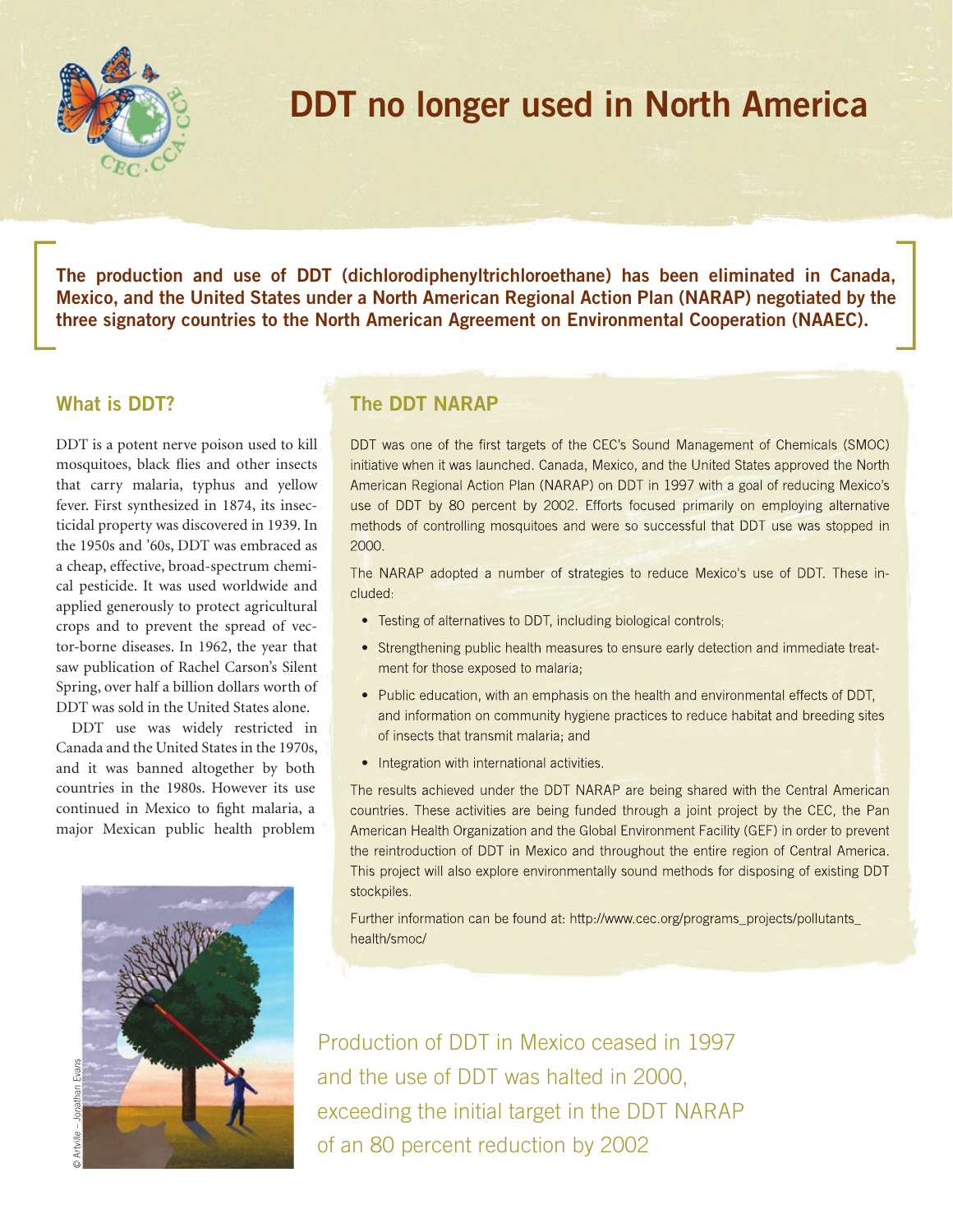# DDT no longer used in North America

**The production and use of DDT (dichlorodiphenyltrichloroethane) has been eliminated in Canada, Mexico, and the United States under a North American Regional Action Plan (NARAP) negotiated by the three signatory countries to the North American Agreement on Environmental Cooperation (NAAEC).**

## What is DDT?

DDT is a potent nerve poison used to kill mosquitoes, black flies and other insects that carry malaria, typhus and yellow fever. First synthesized in 1874, its insecticidal property was discovered in 1939. In the 1950s and '60s, DDT was embraced as a cheap, effective, broad-spectrum chemical pesticide. It was used worldwide and applied generously to protect agricultural crops and to prevent the spread of vector-borne diseases. In 1962, the year that saw publication of Rachel Carson's Silent Spring, over half a billion dollars worth of DDT was sold in the United States alone.

DDT use was widely restricted in Canada and the United States in the 1970s, and it was banned altogether by both countries in the 1980s. However its use continued in Mexico to fight malaria, a major Mexican public health problem

© Artville – Jonathan Evans

## The DDT NARAP

DDT was one of the first targets of the CEC's Sound Management of Chemicals (SMOC) initiative when it was launched. Canada, Mexico, and the United States approved the North American Regional Action Plan (NARAP) on DDT in 1997 with a goal of reducing Mexico's use of DDT by 80 percent by 2002. Efforts focused primarily on employing alternative methods of controlling mosquitoes and were so successful that DDT use was stopped in 2000.

The NARAP adopted a number of strategies to reduce Mexico's use of DDT. These included:

- Testing of alternatives to DDT, including biological controls;
- Strengthening public health measures to ensure early detection and immediate treatment for those exposed to malaria;
- Public education, with an emphasis on the health and environmental effects of DDT, and information on community hygiene practices to reduce habitat and breeding sites of insects that transmit malaria; and
- Integration with international activities.

The results achieved under the DDT NARAP are being shared with the Central American countries. These activities are being funded through a joint project by the CEC, the Pan American Health Organization and the Global Environment Facility (GEF) in order to prevent the reintroduction of DDT in Mexico and throughout the entire region of Central America. This project will also explore environmentally sound methods for disposing of existing DDT stockpiles.

Further information can be found at: http://www.cec.org/programs_projects/pollutants_health/smoc/

Production of DDT in Mexico ceased in 1997 and the use of DDT was halted in 2000, exceeding the initial target in the DDT NARAP of an 80 percent reduction by 2002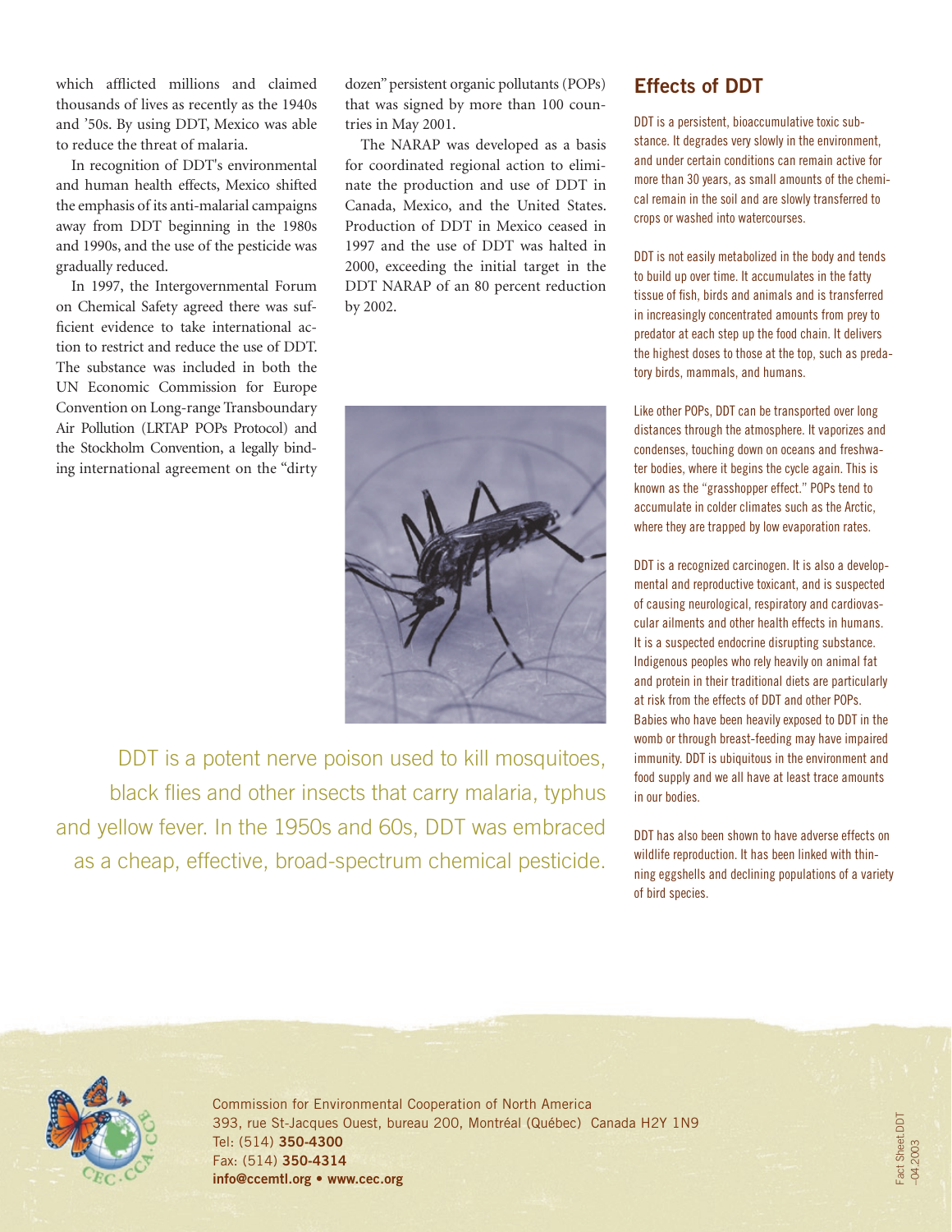which afflicted millions and claimed thousands of lives as recently as the 1940s and '50s. By using DDT, Mexico was able to reduce the threat of malaria.

In recognition of DDT's environmental and human health effects, Mexico shifted the emphasis of its anti-malarial campaigns away from DDT beginning in the 1980s and 1990s, and the use of the pesticide was gradually reduced.

In 1997, the Intergovernmental Forum on Chemical Safety agreed there was sufficient evidence to take international action to restrict and reduce the use of DDT. The substance was included in both the UN Economic Commission for Europe Convention on Long-range Transboundary Air Pollution (LRTAP POPs Protocol) and the Stockholm Convention, a legally binding international agreement on the "dirty dozen" persistent organic pollutants (POPs) that was signed by more than 100 countries in May 2001.

The NARAP was developed as a basis for coordinated regional action to eliminate the production and use of DDT in Canada, Mexico, and the United States. Production of DDT in Mexico ceased in 1997 and the use of DDT was halted in 2000, exceeding the initial target in the DDT NARAP of an 80 percent reduction by 2002.

DDT is a potent nerve poison used to kill mosquitoes, black flies and other insects that carry malaria, typhus and yellow fever. In the 1950s and 60s, DDT was embraced as a cheap, effective, broad-spectrum chemical pesticide.

## Effects of DDT

DDT is a persistent, bioaccumulative toxic substance. It degrades very slowly in the environment, and under certain conditions can remain active for more than 30 years, as small amounts of the chemical remain in the soil and are slowly transferred to crops or washed into watercourses.

DDT is not easily metabolized in the body and tends to build up over time. It accumulates in the fatty tissue of fish, birds and animals and is transferred in increasingly concentrated amounts from prey to predator at each step up the food chain. It delivers the highest doses to those at the top, such as predatory birds, mammals, and humans.

Like other POPs, DDT can be transported over long distances through the atmosphere. It vaporizes and condenses, touching down on oceans and freshwater bodies, where it begins the cycle again. This is known as the "grasshopper effect." POPs tend to accumulate in colder climates such as the Arctic, where they are trapped by low evaporation rates.

DDT is a recognized carcinogen. It is also a developmental and reproductive toxicant, and is suspected of causing neurological, respiratory and cardiovascular ailments and other health effects in humans. It is a suspected endocrine disrupting substance. Indigenous peoples who rely heavily on animal fat and protein in their traditional diets are particularly at risk from the effects of DDT and other POPs. Babies who have been heavily exposed to DDT in the womb or through breast-feeding may have impaired immunity. DDT is ubiquitous in the environment and food supply and we all have at least trace amounts in our bodies.

DDT has also been shown to have adverse effects on wildlife reproduction. It has been linked with thinning eggshells and declining populations of a variety of bird species.

Commission for Environmental Cooperation of North America
393, rue St-Jacques Ouest, bureau 200, Montréal (Québec) Canada H2Y 1N9
Tel: (514) **350-4300**
Fax: (514) **350-4314**
**info@ccemtl.org • www.cec.org**

Fact Sheet.DDT –04.2003